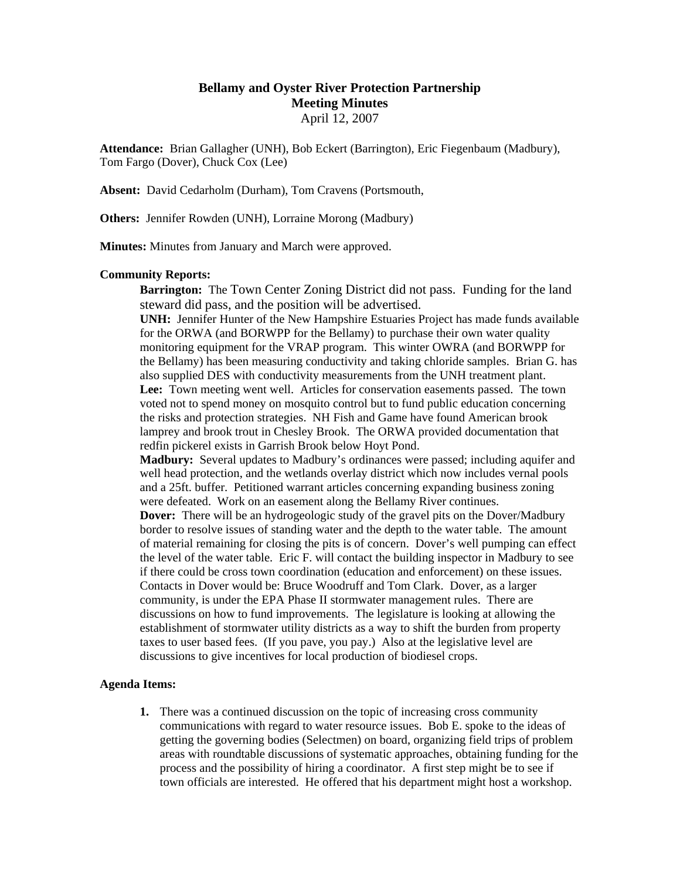**Bellamy and Oyster River Protection Partnership**
**Meeting Minutes**
April 12, 2007

**Attendance:** Brian Gallagher (UNH), Bob Eckert (Barrington), Eric Fiegenbaum (Madbury), Tom Fargo (Dover), Chuck Cox (Lee)

**Absent:** David Cedarholm (Durham), Tom Cravens (Portsmouth,

**Others:** Jennifer Rowden (UNH), Lorraine Morong (Madbury)

**Minutes:** Minutes from January and March were approved.

**Community Reports:**

**Barrington:** The Town Center Zoning District did not pass. Funding for the land steward did pass, and the position will be advertised.

**UNH:** Jennifer Hunter of the New Hampshire Estuaries Project has made funds available for the ORWA (and BORWPP for the Bellamy) to purchase their own water quality monitoring equipment for the VRAP program. This winter OWRA (and BORWPP for the Bellamy) has been measuring conductivity and taking chloride samples. Brian G. has also supplied DES with conductivity measurements from the UNH treatment plant.

**Lee:** Town meeting went well. Articles for conservation easements passed. The town voted not to spend money on mosquito control but to fund public education concerning the risks and protection strategies. NH Fish and Game have found American brook lamprey and brook trout in Chesley Brook. The ORWA provided documentation that redfin pickerel exists in Garrish Brook below Hoyt Pond.

**Madbury:** Several updates to Madbury's ordinances were passed; including aquifer and well head protection, and the wetlands overlay district which now includes vernal pools and a 25ft. buffer. Petitioned warrant articles concerning expanding business zoning were defeated. Work on an easement along the Bellamy River continues.

**Dover:** There will be an hydrogeologic study of the gravel pits on the Dover/Madbury border to resolve issues of standing water and the depth to the water table. The amount of material remaining for closing the pits is of concern. Dover's well pumping can effect the level of the water table. Eric F. will contact the building inspector in Madbury to see if there could be cross town coordination (education and enforcement) on these issues. Contacts in Dover would be: Bruce Woodruff and Tom Clark. Dover, as a larger community, is under the EPA Phase II stormwater management rules. There are discussions on how to fund improvements. The legislature is looking at allowing the establishment of stormwater utility districts as a way to shift the burden from property taxes to user based fees. (If you pave, you pay.) Also at the legislative level are discussions to give incentives for local production of biodiesel crops.

**Agenda Items:**

1. There was a continued discussion on the topic of increasing cross community communications with regard to water resource issues. Bob E. spoke to the ideas of getting the governing bodies (Selectmen) on board, organizing field trips of problem areas with roundtable discussions of systematic approaches, obtaining funding for the process and the possibility of hiring a coordinator. A first step might be to see if town officials are interested. He offered that his department might host a workshop.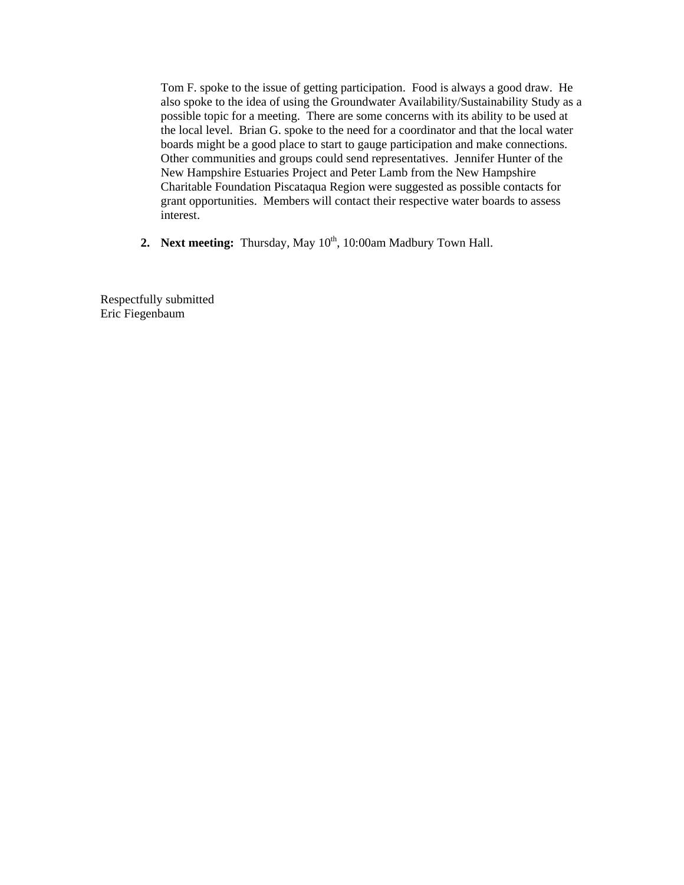Tom F. spoke to the issue of getting participation. Food is always a good draw. He also spoke to the idea of using the Groundwater Availability/Sustainability Study as a possible topic for a meeting. There are some concerns with its ability to be used at the local level. Brian G. spoke to the need for a coordinator and that the local water boards might be a good place to start to gauge participation and make connections. Other communities and groups could send representatives. Jennifer Hunter of the New Hampshire Estuaries Project and Peter Lamb from the New Hampshire Charitable Foundation Piscataqua Region were suggested as possible contacts for grant opportunities. Members will contact their respective water boards to assess interest.

2. **Next meeting:** Thursday, May 10th, 10:00am Madbury Town Hall.

Respectfully submitted
Eric Fiegenbaum